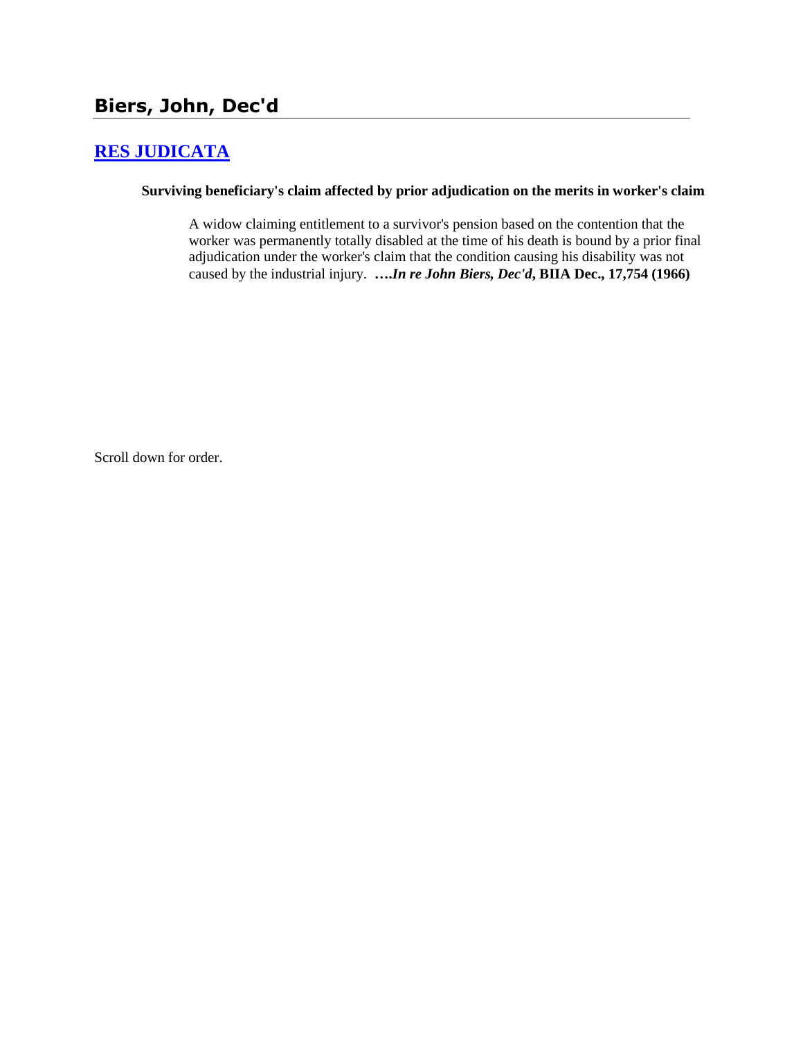## Biers, John, Dec'd

### [RES JUDICATA]

**Surviving beneficiary's claim affected by prior adjudication on the merits in worker's claim**

A widow claiming entitlement to a survivor's pension based on the contention that the worker was permanently totally disabled at the time of his death is bound by a prior final adjudication under the worker's claim that the condition causing his disability was not caused by the industrial injury. ***….In re John Biers, Dec'd*, BIIA Dec., 17,754 (1966)**

Scroll down for order.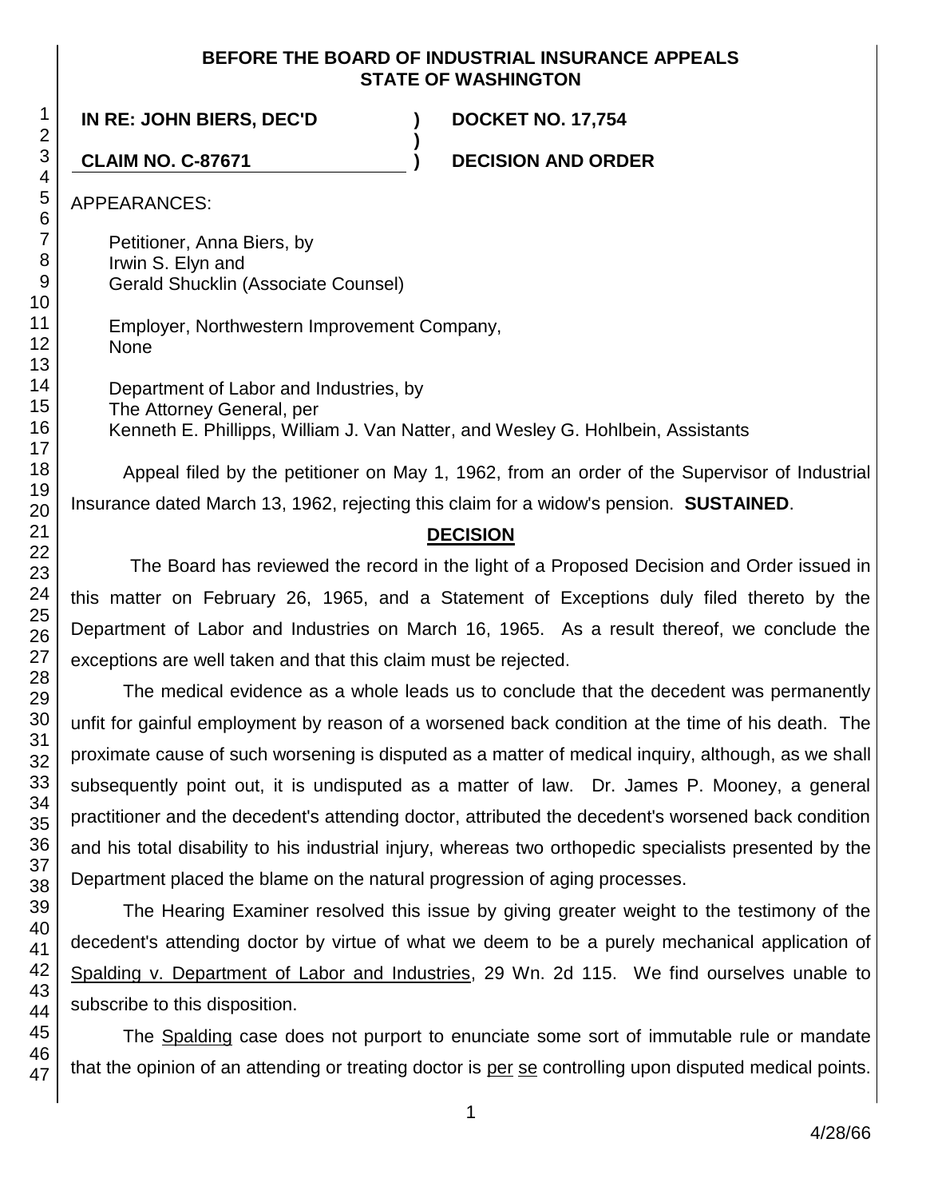**BEFORE THE BOARD OF INDUSTRIAL INSURANCE APPEALS**
**STATE OF WASHINGTON**

| | | |
|---|---|---|
| **IN RE: JOHN BIERS, DEC'D** | **)** | **DOCKET NO. 17,754** |
| | **)** | |
| **CLAIM NO. C-87671** | **)** | **DECISION AND ORDER** |

APPEARANCES:

Petitioner, Anna Biers, by
Irwin S. Elyn and
Gerald Shucklin (Associate Counsel)

Employer, Northwestern Improvement Company,
None

Department of Labor and Industries, by
The Attorney General, per
Kenneth E. Phillipps, William J. Van Natter, and Wesley G. Hohlbein, Assistants

Appeal filed by the petitioner on May 1, 1962, from an order of the Supervisor of Industrial Insurance dated March 13, 1962, rejecting this claim for a widow's pension. **SUSTAINED**.

## DECISION

The Board has reviewed the record in the light of a Proposed Decision and Order issued in this matter on February 26, 1965, and a Statement of Exceptions duly filed thereto by the Department of Labor and Industries on March 16, 1965. As a result thereof, we conclude the exceptions are well taken and that this claim must be rejected.

The medical evidence as a whole leads us to conclude that the decedent was permanently unfit for gainful employment by reason of a worsened back condition at the time of his death. The proximate cause of such worsening is disputed as a matter of medical inquiry, although, as we shall subsequently point out, it is undisputed as a matter of law. Dr. James P. Mooney, a general practitioner and the decedent's attending doctor, attributed the decedent's worsened back condition and his total disability to his industrial injury, whereas two orthopedic specialists presented by the Department placed the blame on the natural progression of aging processes.

The Hearing Examiner resolved this issue by giving greater weight to the testimony of the decedent's attending doctor by virtue of what we deem to be a purely mechanical application of Spalding v. Department of Labor and Industries, 29 Wn. 2d 115. We find ourselves unable to subscribe to this disposition.

The Spalding case does not purport to enunciate some sort of immutable rule or mandate that the opinion of an attending or treating doctor is *per se* controlling upon disputed medical points.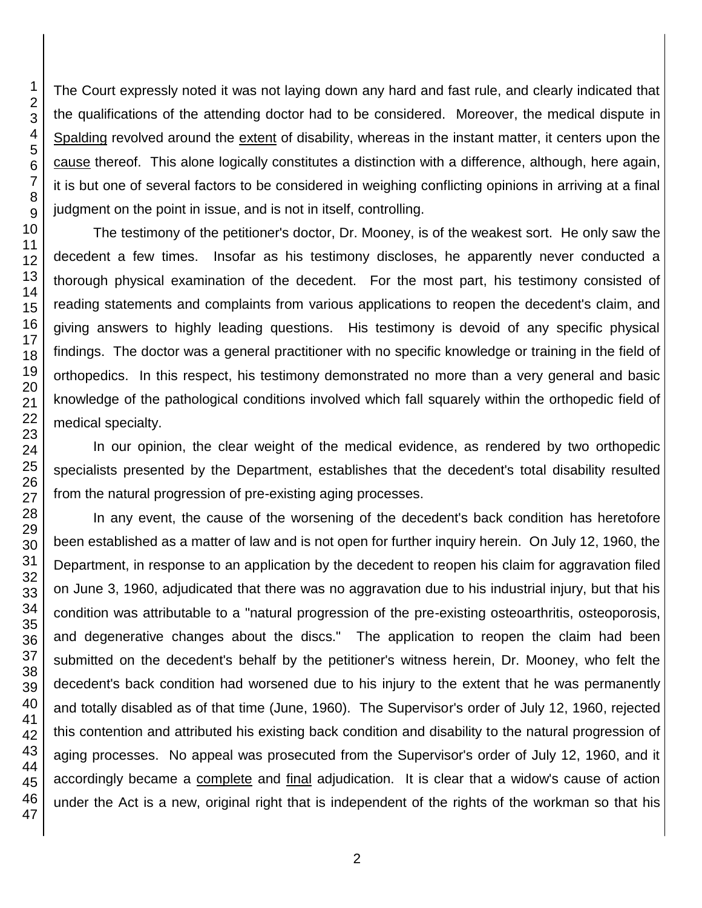The Court expressly noted it was not laying down any hard and fast rule, and clearly indicated that the qualifications of the attending doctor had to be considered. Moreover, the medical dispute in Spalding revolved around the extent of disability, whereas in the instant matter, it centers upon the cause thereof. This alone logically constitutes a distinction with a difference, although, here again, it is but one of several factors to be considered in weighing conflicting opinions in arriving at a final judgment on the point in issue, and is not in itself, controlling.

The testimony of the petitioner's doctor, Dr. Mooney, is of the weakest sort. He only saw the decedent a few times. Insofar as his testimony discloses, he apparently never conducted a thorough physical examination of the decedent. For the most part, his testimony consisted of reading statements and complaints from various applications to reopen the decedent's claim, and giving answers to highly leading questions. His testimony is devoid of any specific physical findings. The doctor was a general practitioner with no specific knowledge or training in the field of orthopedics. In this respect, his testimony demonstrated no more than a very general and basic knowledge of the pathological conditions involved which fall squarely within the orthopedic field of medical specialty.

In our opinion, the clear weight of the medical evidence, as rendered by two orthopedic specialists presented by the Department, establishes that the decedent's total disability resulted from the natural progression of pre-existing aging processes.

In any event, the cause of the worsening of the decedent's back condition has heretofore been established as a matter of law and is not open for further inquiry herein. On July 12, 1960, the Department, in response to an application by the decedent to reopen his claim for aggravation filed on June 3, 1960, adjudicated that there was no aggravation due to his industrial injury, but that his condition was attributable to a "natural progression of the pre-existing osteoarthritis, osteoporosis, and degenerative changes about the discs." The application to reopen the claim had been submitted on the decedent's behalf by the petitioner's witness herein, Dr. Mooney, who felt the decedent's back condition had worsened due to his injury to the extent that he was permanently and totally disabled as of that time (June, 1960). The Supervisor's order of July 12, 1960, rejected this contention and attributed his existing back condition and disability to the natural progression of aging processes. No appeal was prosecuted from the Supervisor's order of July 12, 1960, and it accordingly became a complete and final adjudication. It is clear that a widow's cause of action under the Act is a new, original right that is independent of the rights of the workman so that his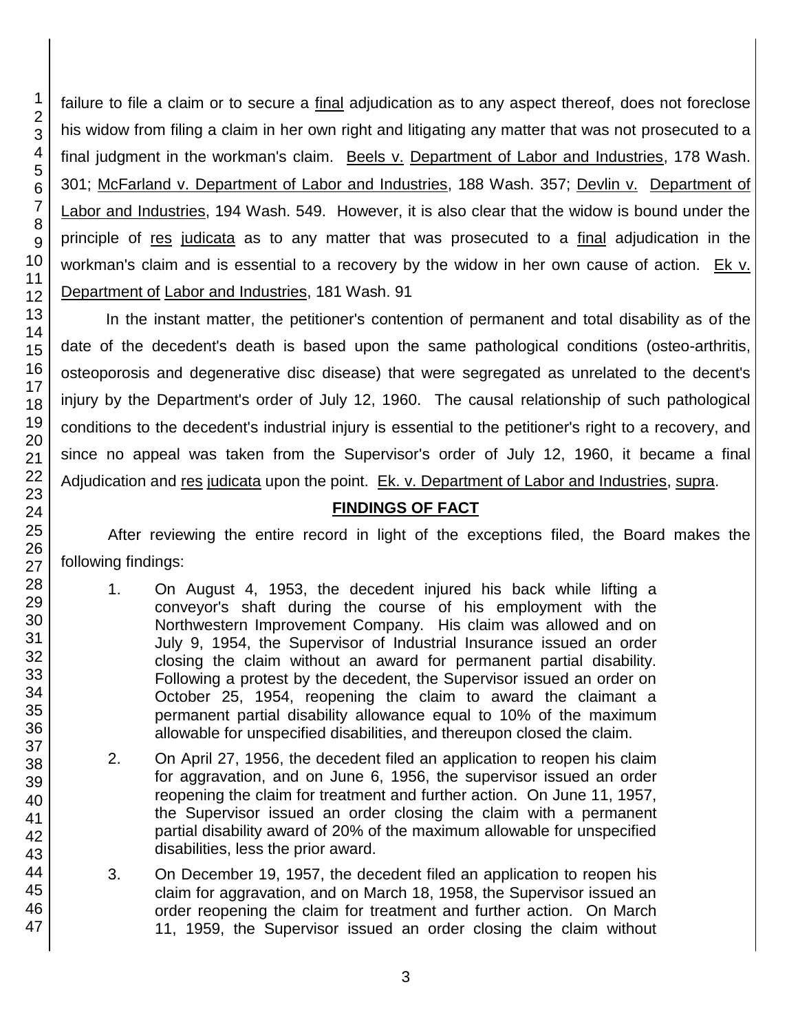failure to file a claim or to secure a final adjudication as to any aspect thereof, does not foreclose his widow from filing a claim in her own right and litigating any matter that was not prosecuted to a final judgment in the workman's claim. Beels v. Department of Labor and Industries, 178 Wash. 301; McFarland v. Department of Labor and Industries, 188 Wash. 357; Devlin v. Department of Labor and Industries, 194 Wash. 549. However, it is also clear that the widow is bound under the principle of res judicata as to any matter that was prosecuted to a final adjudication in the workman's claim and is essential to a recovery by the widow in her own cause of action. Ek v. Department of Labor and Industries, 181 Wash. 91

In the instant matter, the petitioner's contention of permanent and total disability as of the date of the decedent's death is based upon the same pathological conditions (osteo-arthritis, osteoporosis and degenerative disc disease) that were segregated as unrelated to the decent's injury by the Department's order of July 12, 1960. The causal relationship of such pathological conditions to the decedent's industrial injury is essential to the petitioner's right to a recovery, and since no appeal was taken from the Supervisor's order of July 12, 1960, it became a final Adjudication and res judicata upon the point. Ek. v. Department of Labor and Industries, supra.

## FINDINGS OF FACT

After reviewing the entire record in light of the exceptions filed, the Board makes the following findings:

1. On August 4, 1953, the decedent injured his back while lifting a conveyor's shaft during the course of his employment with the Northwestern Improvement Company. His claim was allowed and on July 9, 1954, the Supervisor of Industrial Insurance issued an order closing the claim without an award for permanent partial disability. Following a protest by the decedent, the Supervisor issued an order on October 25, 1954, reopening the claim to award the claimant a permanent partial disability allowance equal to 10% of the maximum allowable for unspecified disabilities, and thereupon closed the claim.

2. On April 27, 1956, the decedent filed an application to reopen his claim for aggravation, and on June 6, 1956, the supervisor issued an order reopening the claim for treatment and further action. On June 11, 1957, the Supervisor issued an order closing the claim with a permanent partial disability award of 20% of the maximum allowable for unspecified disabilities, less the prior award.

3. On December 19, 1957, the decedent filed an application to reopen his claim for aggravation, and on March 18, 1958, the Supervisor issued an order reopening the claim for treatment and further action. On March 11, 1959, the Supervisor issued an order closing the claim without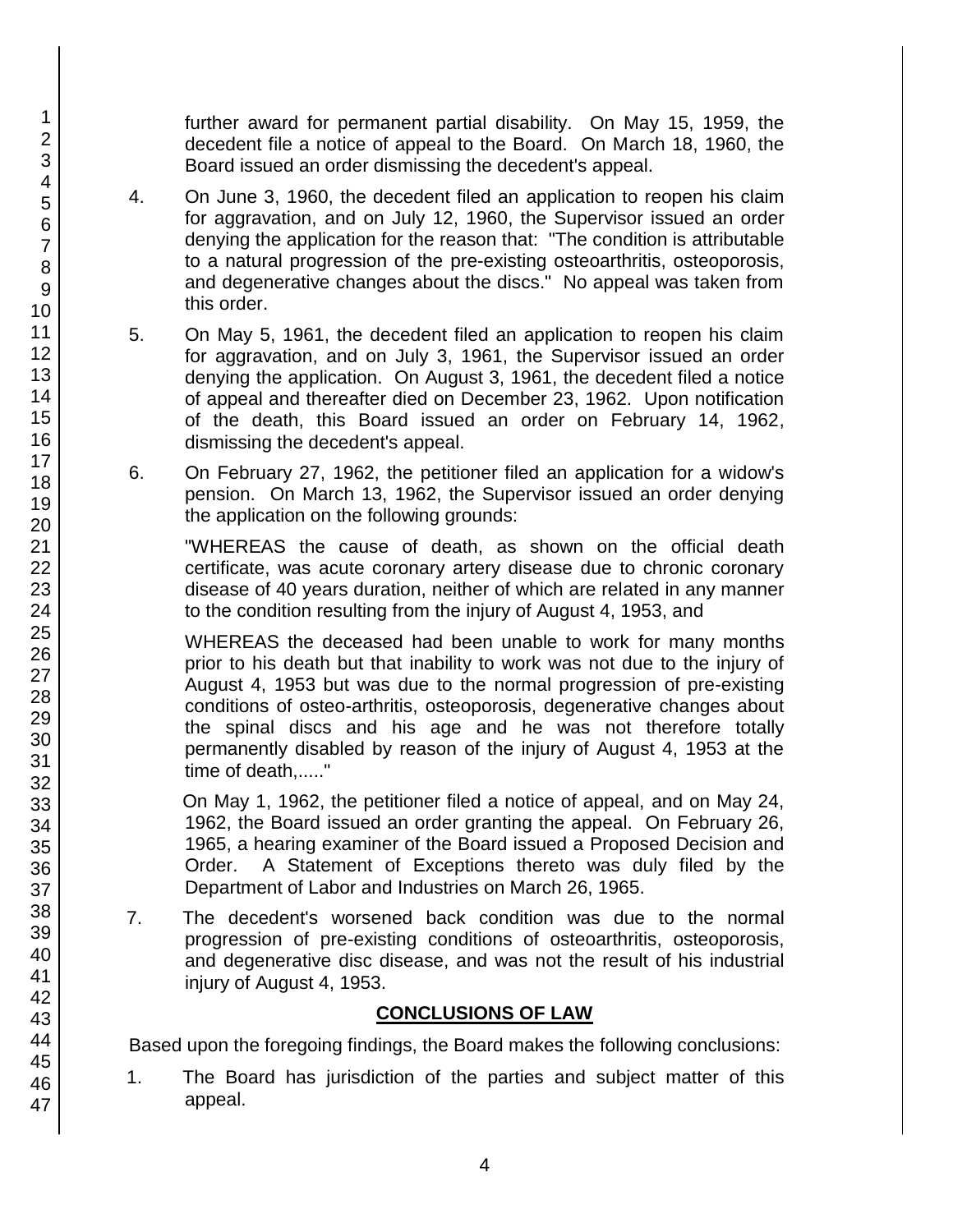further award for permanent partial disability. On May 15, 1959, the decedent file a notice of appeal to the Board. On March 18, 1960, the Board issued an order dismissing the decedent's appeal.

4. On June 3, 1960, the decedent filed an application to reopen his claim for aggravation, and on July 12, 1960, the Supervisor issued an order denying the application for the reason that: "The condition is attributable to a natural progression of the pre-existing osteoarthritis, osteoporosis, and degenerative changes about the discs." No appeal was taken from this order.

5. On May 5, 1961, the decedent filed an application to reopen his claim for aggravation, and on July 3, 1961, the Supervisor issued an order denying the application. On August 3, 1961, the decedent filed a notice of appeal and thereafter died on December 23, 1962. Upon notification of the death, this Board issued an order on February 14, 1962, dismissing the decedent's appeal.

6. On February 27, 1962, the petitioner filed an application for a widow's pension. On March 13, 1962, the Supervisor issued an order denying the application on the following grounds:

   "WHEREAS the cause of death, as shown on the official death certificate, was acute coronary artery disease due to chronic coronary disease of 40 years duration, neither of which are related in any manner to the condition resulting from the injury of August 4, 1953, and

   WHEREAS the deceased had been unable to work for many months prior to his death but that inability to work was not due to the injury of August 4, 1953 but was due to the normal progression of pre-existing conditions of osteo-arthritis, osteoporosis, degenerative changes about the spinal discs and his age and he was not therefore totally permanently disabled by reason of the injury of August 4, 1953 at the time of death,....."

   On May 1, 1962, the petitioner filed a notice of appeal, and on May 24, 1962, the Board issued an order granting the appeal. On February 26, 1965, a hearing examiner of the Board issued a Proposed Decision and Order. A Statement of Exceptions thereto was duly filed by the Department of Labor and Industries on March 26, 1965.

7. The decedent's worsened back condition was due to the normal progression of pre-existing conditions of osteoarthritis, osteoporosis, and degenerative disc disease, and was not the result of his industrial injury of August 4, 1953.

## CONCLUSIONS OF LAW

Based upon the foregoing findings, the Board makes the following conclusions:

1. The Board has jurisdiction of the parties and subject matter of this appeal.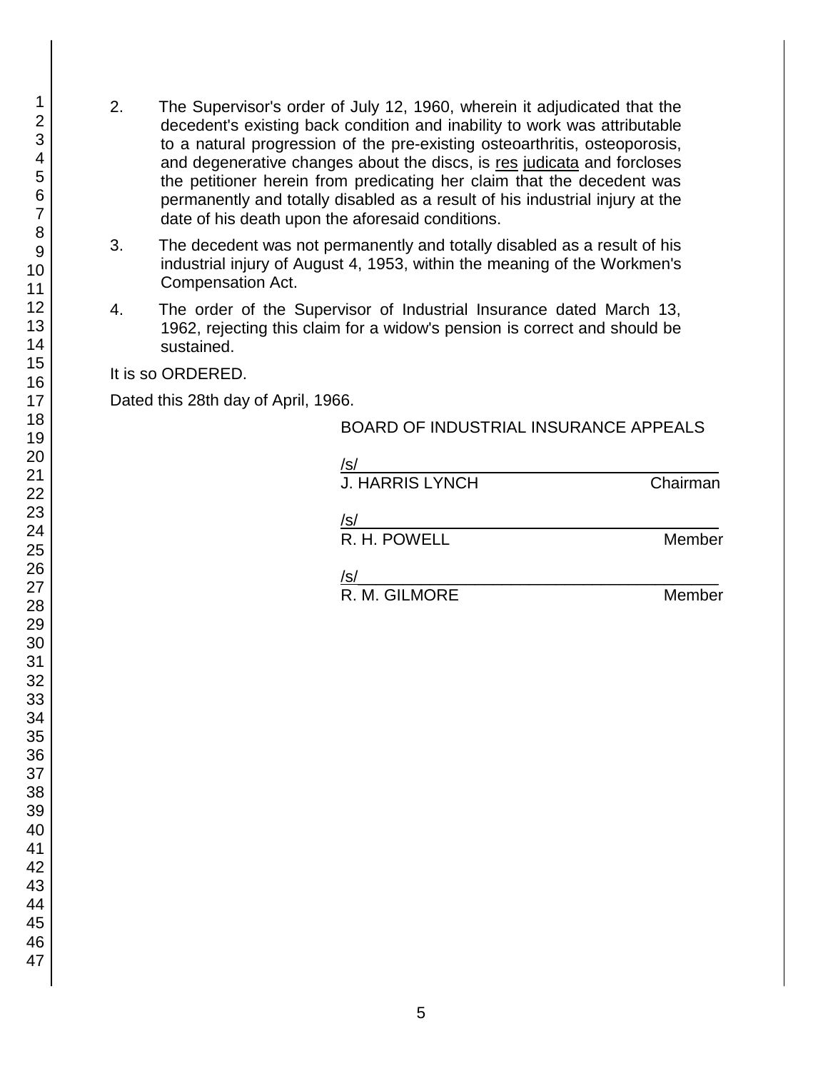2. The Supervisor's order of July 12, 1960, wherein it adjudicated that the decedent's existing back condition and inability to work was attributable to a natural progression of the pre-existing osteoarthritis, osteoporosis, and degenerative changes about the discs, is res judicata and forcloses the petitioner herein from predicating her claim that the decedent was permanently and totally disabled as a result of his industrial injury at the date of his death upon the aforesaid conditions.

3. The decedent was not permanently and totally disabled as a result of his industrial injury of August 4, 1953, within the meaning of the Workmen's Compensation Act.

4. The order of the Supervisor of Industrial Insurance dated March 13, 1962, rejecting this claim for a widow's pension is correct and should be sustained.

It is so ORDERED.

Dated this 28th day of April, 1966.

BOARD OF INDUSTRIAL INSURANCE APPEALS

/s/
J. HARRIS LYNCH Chairman

/s/
R. H. POWELL Member

/s/
R. M. GILMORE Member